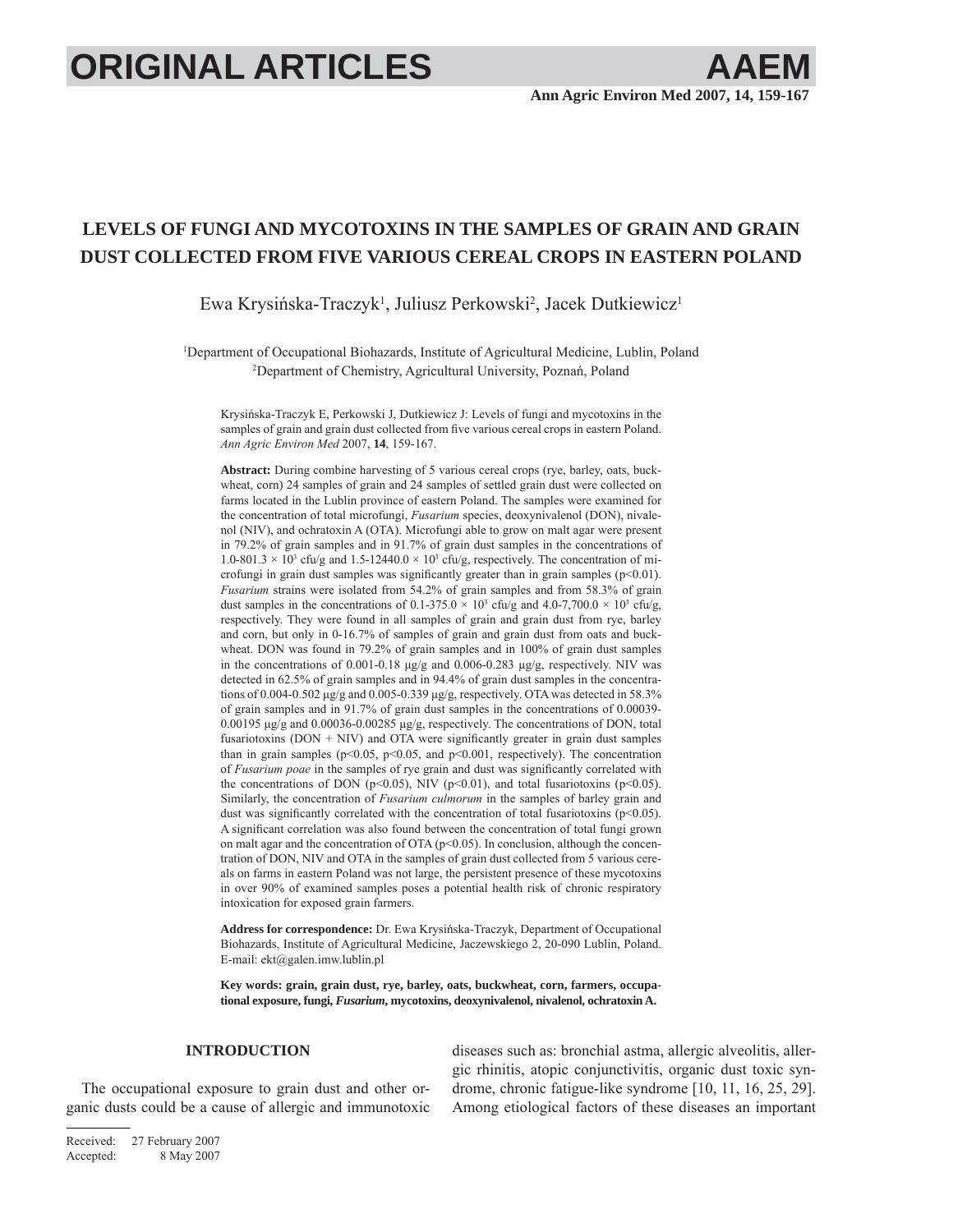# LEVELS OF FUNGI AND MYCOTOXINS IN THE SAMPLES OF GRAIN AND GRAIN DUST COLLECTED FROM FIVE VARIOUS CEREAL CROPS IN EASTERN POLAND

Ewa Krysińska-Traczyk[1], Juliusz Perkowski[2], Jacek Dutkiewicz[1]

[1]Department of Occupational Biohazards, Institute of Agricultural Medicine, Lublin, Poland
[2]Department of Chemistry, Agricultural University, Poznań, Poland

Krysińska-Traczyk E, Perkowski J, Dutkiewicz J: Levels of fungi and mycotoxins in the samples of grain and grain dust collected from five various cereal crops in eastern Poland. *Ann Agric Environ Med* 2007, **14**, 159-167.

**Abstract:** During combine harvesting of 5 various cereal crops (rye, barley, oats, buckwheat, corn) 24 samples of grain and 24 samples of settled grain dust were collected on farms located in the Lublin province of eastern Poland. The samples were examined for the concentration of total microfungi, *Fusarium* species, deoxynivalenol (DON), nivalenol (NIV), and ochratoxin A (OTA). Microfungi able to grow on malt agar were present in 79.2% of grain samples and in 91.7% of grain dust samples in the concentrations of $1.0\text{-}801.3 \times 10^3$ cfu/g and $1.5\text{-}12440.0 \times 10^3$ cfu/g, respectively. The concentration of microfungi in grain dust samples was significantly greater than in grain samples ($p<0.01$). *Fusarium* strains were isolated from 54.2% of grain samples and from 58.3% of grain dust samples in the concentrations of $0.1\text{-}375.0 \times 10^3$ cfu/g and $4.0\text{-}7{,}700.0 \times 10^3$ cfu/g, respectively. They were found in all samples of grain and grain dust from rye, barley and corn, but only in 0-16.7% of samples of grain and grain dust from oats and buckwheat. DON was found in 79.2% of grain samples and in 100% of grain dust samples in the concentrations of 0.001-0.18 μg/g and 0.006-0.283 μg/g, respectively. NIV was detected in 62.5% of grain samples and in 94.4% of grain dust samples in the concentrations of 0.004-0.502 μg/g and 0.005-0.339 μg/g, respectively. OTA was detected in 58.3% of grain samples and in 91.7% of grain dust samples in the concentrations of 0.00039-0.00195 μg/g and 0.00036-0.00285 μg/g, respectively. The concentrations of DON, total fusariotoxins (DON + NIV) and OTA were significantly greater in grain dust samples than in grain samples ($p<0.05$, $p<0.05$, and $p<0.001$, respectively). The concentration of *Fusarium poae* in the samples of rye grain and dust was significantly correlated with the concentrations of DON ($p<0.05$), NIV ($p<0.01$), and total fusariotoxins ($p<0.05$). Similarly, the concentration of *Fusarium culmorum* in the samples of barley grain and dust was significantly correlated with the concentration of total fusariotoxins ($p<0.05$). A significant correlation was also found between the concentration of total fungi grown on malt agar and the concentration of OTA ($p<0.05$). In conclusion, although the concentration of DON, NIV and OTA in the samples of grain dust collected from 5 various cereals on farms in eastern Poland was not large, the persistent presence of these mycotoxins in over 90% of examined samples poses a potential health risk of chronic respiratory intoxication for exposed grain farmers.

**Address for correspondence:** Dr. Ewa Krysińska-Traczyk, Department of Occupational Biohazards, Institute of Agricultural Medicine, Jaczewskiego 2, 20-090 Lublin, Poland. E-mail: ekt@galen.imw.lublin.pl

**Key words: grain, grain dust, rye, barley, oats, buckwheat, corn, farmers, occupational exposure, fungi, *Fusarium*, mycotoxins, deoxynivalenol, nivalenol, ochratoxin A.**

## INTRODUCTION

The occupational exposure to grain dust and other organic dusts could be a cause of allergic and immunotoxic diseases such as: bronchial astma, allergic alveolitis, allergic rhinitis, atopic conjunctivitis, organic dust toxic syndrome, chronic fatigue-like syndrome [10, 11, 16, 25, 29]. Among etiological factors of these diseases an important

Received: 27 February 2007
Accepted: 8 May 2007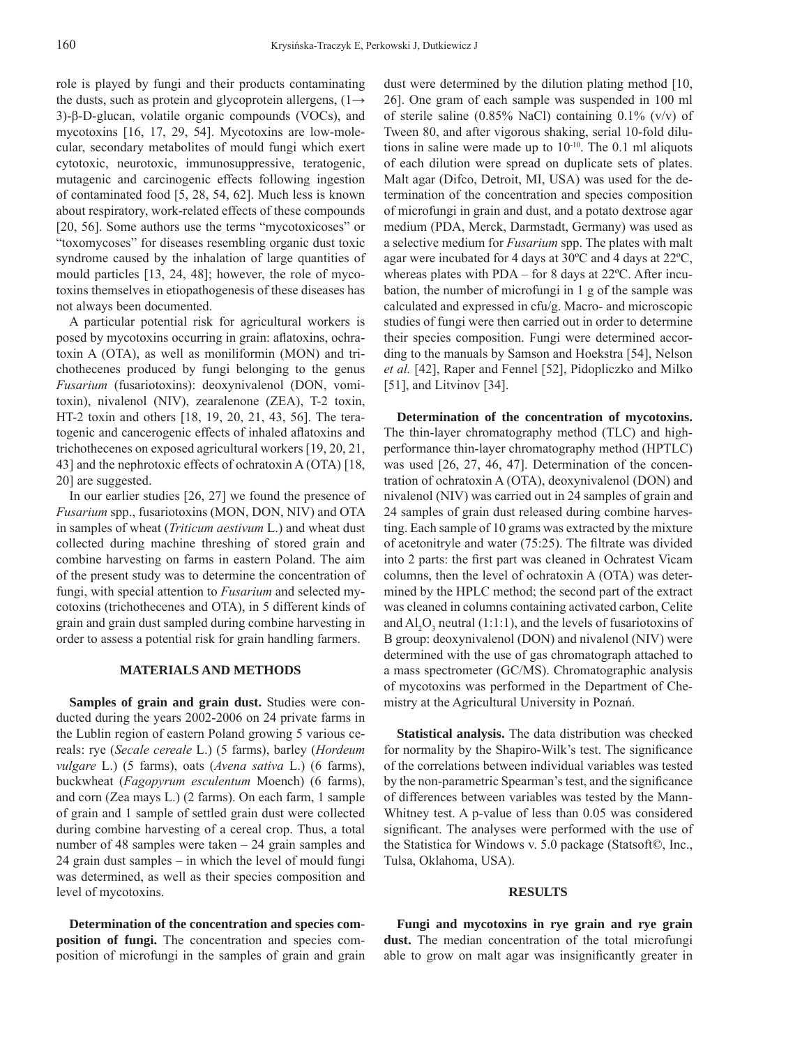role is played by fungi and their products contaminating the dusts, such as protein and glycoprotein allergens, (1→3)-β-D-glucan, volatile organic compounds (VOCs), and mycotoxins [16, 17, 29, 54]. Mycotoxins are low-molecular, secondary metabolites of mould fungi which exert cytotoxic, neurotoxic, immunosuppressive, teratogenic, mutagenic and carcinogenic effects following ingestion of contaminated food [5, 28, 54, 62]. Much less is known about respiratory, work-related effects of these compounds [20, 56]. Some authors use the terms "mycotoxicoses" or "toxomycoses" for diseases resembling organic dust toxic syndrome caused by the inhalation of large quantities of mould particles [13, 24, 48]; however, the role of mycotoxins themselves in etiopathogenesis of these diseases has not always been documented.

A particular potential risk for agricultural workers is posed by mycotoxins occurring in grain: aflatoxins, ochratoxin A (OTA), as well as moniliformin (MON) and trichothecenes produced by fungi belonging to the genus *Fusarium* (fusariotoxins): deoxynivalenol (DON, vomitoxin), nivalenol (NIV), zearalenone (ZEA), T-2 toxin, HT-2 toxin and others [18, 19, 20, 21, 43, 56]. The teratogenic and cancerogenic effects of inhaled aflatoxins and trichothecenes on exposed agricultural workers [19, 20, 21, 43] and the nephrotoxic effects of ochratoxin A (OTA) [18, 20] are suggested.

In our earlier studies [26, 27] we found the presence of *Fusarium* spp., fusariotoxins (MON, DON, NIV) and OTA in samples of wheat (*Triticum aestivum* L.) and wheat dust collected during machine threshing of stored grain and combine harvesting on farms in eastern Poland. The aim of the present study was to determine the concentration of fungi, with special attention to *Fusarium* and selected mycotoxins (trichothecenes and OTA), in 5 different kinds of grain and grain dust sampled during combine harvesting in order to assess a potential risk for grain handling farmers.

## MATERIALS AND METHODS

**Samples of grain and grain dust.** Studies were conducted during the years 2002-2006 on 24 private farms in the Lublin region of eastern Poland growing 5 various cereals: rye (*Secale cereale* L.) (5 farms), barley (*Hordeum vulgare* L.) (5 farms), oats (*Avena sativa* L.) (6 farms), buckwheat (*Fagopyrum esculentum* Moench) (6 farms), and corn (Zea mays L.) (2 farms). On each farm, 1 sample of grain and 1 sample of settled grain dust were collected during combine harvesting of a cereal crop. Thus, a total number of 48 samples were taken – 24 grain samples and 24 grain dust samples – in which the level of mould fungi was determined, as well as their species composition and level of mycotoxins.

**Determination of the concentration and species composition of fungi.** The concentration and species composition of microfungi in the samples of grain and grain dust were determined by the dilution plating method [10, 26]. One gram of each sample was suspended in 100 ml of sterile saline (0.85% NaCl) containing 0.1% (v/v) of Tween 80, and after vigorous shaking, serial 10-fold dilutions in saline were made up to $10^{-10}$. The 0.1 ml aliquots of each dilution were spread on duplicate sets of plates. Malt agar (Difco, Detroit, MI, USA) was used for the determination of the concentration and species composition of microfungi in grain and dust, and a potato dextrose agar medium (PDA, Merck, Darmstadt, Germany) was used as a selective medium for *Fusarium* spp. The plates with malt agar were incubated for 4 days at 30ºC and 4 days at 22ºC, whereas plates with PDA – for 8 days at 22ºC. After incubation, the number of microfungi in 1 g of the sample was calculated and expressed in cfu/g. Macro- and microscopic studies of fungi were then carried out in order to determine their species composition. Fungi were determined according to the manuals by Samson and Hoekstra [54], Nelson *et al.* [42], Raper and Fennel [52], Pidopliczko and Milko [51], and Litvinov [34].

**Determination of the concentration of mycotoxins.** The thin-layer chromatography method (TLC) and high-performance thin-layer chromatography method (HPTLC) was used [26, 27, 46, 47]. Determination of the concentration of ochratoxin A (OTA), deoxynivalenol (DON) and nivalenol (NIV) was carried out in 24 samples of grain and 24 samples of grain dust released during combine harvesting. Each sample of 10 grams was extracted by the mixture of acetonitryle and water (75:25). The filtrate was divided into 2 parts: the first part was cleaned in Ochratest Vicam columns, then the level of ochratoxin A (OTA) was determined by the HPLC method; the second part of the extract was cleaned in columns containing activated carbon, Celite and $Al_2O_3$ neutral (1:1:1), and the levels of fusariotoxins of B group: deoxynivalenol (DON) and nivalenol (NIV) were determined with the use of gas chromatograph attached to a mass spectrometer (GC/MS). Chromatographic analysis of mycotoxins was performed in the Department of Chemistry at the Agricultural University in Poznań.

**Statistical analysis.** The data distribution was checked for normality by the Shapiro-Wilk's test. The significance of the correlations between individual variables was tested by the non-parametric Spearman's test, and the significance of differences between variables was tested by the Mann-Whitney test. A p-value of less than 0.05 was considered significant. The analyses were performed with the use of the Statistica for Windows v. 5.0 package (Statsoft©, Inc., Tulsa, Oklahoma, USA).

## RESULTS

**Fungi and mycotoxins in rye grain and rye grain dust.** The median concentration of the total microfungi able to grow on malt agar was insignificantly greater in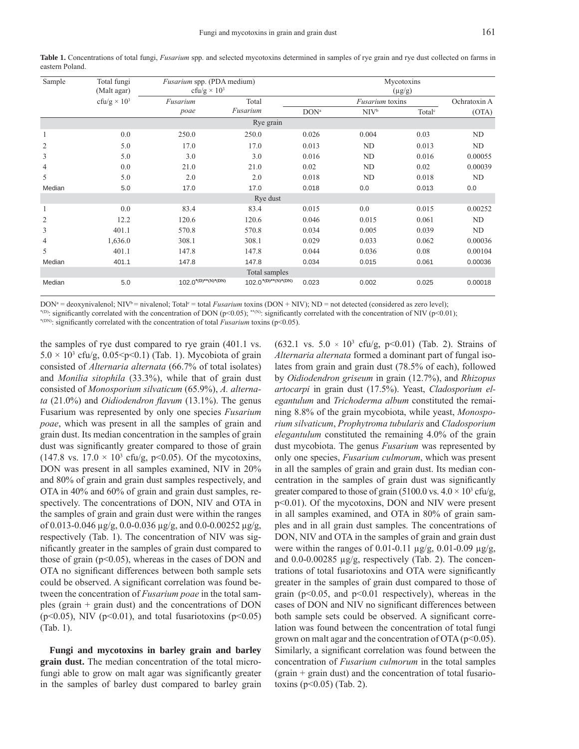**Table 1.** Concentrations of total fungi, *Fusarium* spp. and selected mycotoxins determined in samples of rye grain and rye dust collected on farms in eastern Poland.

| Sample | Total fungi (Malt agar) | *Fusarium* spp. (PDA medium) cfu/g × $10^3$ | | Mycotoxins (μg/g) | | | |
|---|---|---|---|---|---|---|---|
| | cfu/g × $10^3$ | *Fusarium poae* | Total *Fusarium* | *Fusarium* toxins | | | Ochratoxin A |
| | | | | DON[a] | NIV[b] | Total[c] | (OTA) |
| **Rye grain** | | | | | | | |
| 1 | 0.0 | 250.0 | 250.0 | 0.026 | 0.004 | 0.03 | ND |
| 2 | 5.0 | 17.0 | 17.0 | 0.013 | ND | 0.013 | ND |
| 3 | 5.0 | 3.0 | 3.0 | 0.016 | ND | 0.016 | 0.00055 |
| 4 | 0.0 | 21.0 | 21.0 | 0.02 | ND | 0.02 | 0.00039 |
| 5 | 5.0 | 2.0 | 2.0 | 0.018 | ND | 0.018 | ND |
| Median | 5.0 | 17.0 | 17.0 | 0.018 | 0.0 | 0.013 | 0.0 |
| **Rye dust** | | | | | | | |
| 1 | 0.0 | 83.4 | 83.4 | 0.015 | 0.0 | 0.015 | 0.00252 |
| 2 | 12.2 | 120.6 | 120.6 | 0.046 | 0.015 | 0.061 | ND |
| 3 | 401.1 | 570.8 | 570.8 | 0.034 | 0.005 | 0.039 | ND |
| 4 | 1,636.0 | 308.1 | 308.1 | 0.029 | 0.033 | 0.062 | 0.00036 |
| 5 | 401.1 | 147.8 | 147.8 | 0.044 | 0.036 | 0.08 | 0.00104 |
| Median | 401.1 | 147.8 | 147.8 | 0.034 | 0.015 | 0.061 | 0.00036 |
| **Total samples** | | | | | | | |
| Median | 5.0 | 102.0*(D)**(N)*(DN) | 102.0*(D)**(N)*(DN) | 0.023 | 0.002 | 0.025 | 0.00018 |

DON[a] = deoxynivalenol; NIV[b] = nivalenol; Total[c] = total *Fusarium* toxins (DON + NIV); ND = not detected (considered as zero level);
*(D): significantly correlated with the concentration of DON ($p<0.05$); **(N): significantly correlated with the concentration of NIV ($p<0.01$);
*(DN): significantly correlated with the concentration of total *Fusarium* toxins ($p<0.05$).

the samples of rye dust compared to rye grain (401.1 vs. $5.0 \times 10^3$ cfu/g, $0.05<p<0.1$) (Tab. 1). Mycobiota of grain consisted of *Alternaria alternata* (66.7% of total isolates) and *Monilia sitophila* (33.3%), while that of grain dust consisted of *Monosporium silvaticum* (65.9%), *A. alternata* (21.0%) and *Oidiodendron flavum* (13.1%). The genus Fusarium was represented by only one species *Fusarium poae*, which was present in all the samples of grain and grain dust. Its median concentration in the samples of grain dust was significantly greater compared to those of grain (147.8 vs. $17.0 \times 10^3$ cfu/g, $p<0.05$). Of the mycotoxins, DON was present in all samples examined, NIV in 20% and 80% of grain and grain dust samples respectively, and OTA in 40% and 60% of grain and grain dust samples, respectively. The concentrations of DON, NIV and OTA in the samples of grain and grain dust were within the ranges of 0.013-0.046 μg/g, 0.0-0.036 μg/g, and 0.0-0.00252 μg/g, respectively (Tab. 1). The concentration of NIV was significantly greater in the samples of grain dust compared to those of grain ($p<0.05$), whereas in the cases of DON and OTA no significant differences between both sample sets could be observed. A significant correlation was found between the concentration of *Fusarium poae* in the total samples (grain + grain dust) and the concentrations of DON ($p<0.05$), NIV ($p<0.01$), and total fusariotoxins ($p<0.05$) (Tab. 1).

**Fungi and mycotoxins in barley grain and barley grain dust.** The median concentration of the total microfungi able to grow on malt agar was significantly greater in the samples of barley dust compared to barley grain (632.1 vs. $5.0 \times 10^3$ cfu/g, $p<0.01$) (Tab. 2). Strains of *Alternaria alternata* formed a dominant part of fungal isolates from grain and grain dust (78.5% of each), followed by *Oidiodendron griseum* in grain (12.7%), and *Rhizopus artocarpi* in grain dust (17.5%). Yeast, *Cladosporium elegantulum* and *Trichoderma album* constituted the remaining 8.8% of the grain mycobiota, while yeast, *Monosporium silvaticum*, *Prophytroma tubularis* and *Cladosporium elegantulum* constituted the remaining 4.0% of the grain dust mycobiota. The genus *Fusarium* was represented by only one species, *Fusarium culmorum*, which was present in all the samples of grain and grain dust. Its median concentration in the samples of grain dust was significantly greater compared to those of grain (5100.0 vs. $4.0 \times 10^3$ cfu/g, $p<0.01$). Of the mycotoxins, DON and NIV were present in all samples examined, and OTA in 80% of grain samples and in all grain dust samples. The concentrations of DON, NIV and OTA in the samples of grain and grain dust were within the ranges of 0.01-0.11 μg/g, 0.01-0.09 μg/g, and 0.0-0.00285 μg/g, respectively (Tab. 2). The concentrations of total fusariotoxins and OTA were significantly greater in the samples of grain dust compared to those of grain ($p<0.05$, and $p<0.01$ respectively), whereas in the cases of DON and NIV no significant differences between both sample sets could be observed. A significant correlation was found between the concentration of total fungi grown on malt agar and the concentration of OTA ($p<0.05$). Similarly, a significant correlation was found between the concentration of *Fusarium culmorum* in the total samples (grain + grain dust) and the concentration of total fusariotoxins ($p<0.05$) (Tab. 2).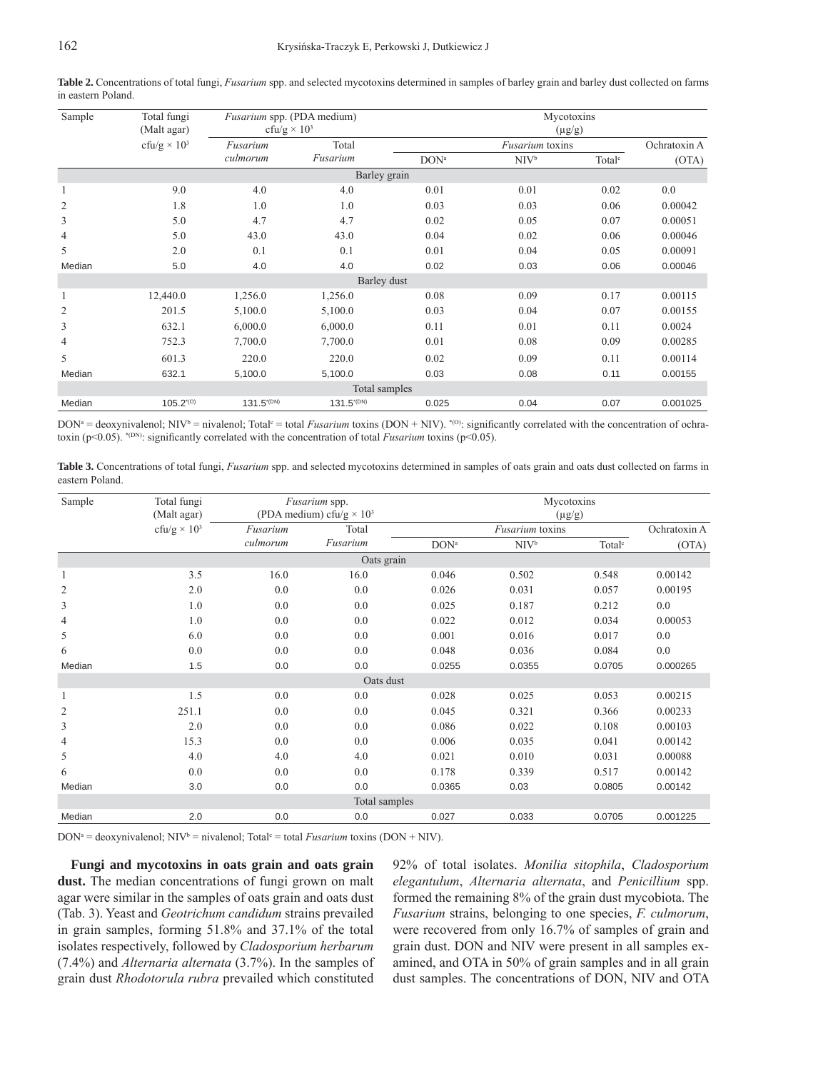**Table 2.** Concentrations of total fungi, *Fusarium* spp. and selected mycotoxins determined in samples of barley grain and barley dust collected on farms in eastern Poland.

| Sample | Total fungi (Malt agar) cfu/g × $10^3$ | *Fusarium* spp. (PDA medium) cfu/g × $10^3$ | | Mycotoxins (μg/g) | | | |
|---|---|---|---|---|---|---|---|
| | | *Fusarium culmorum* | Total *Fusarium* | *Fusarium* toxins | | | Ochratoxin A (OTA) |
| | | | | DON[a] | NIV[b] | Total[c] | |
| **Barley grain** | | | | | | | |
| 1 | 9.0 | 4.0 | 4.0 | 0.01 | 0.01 | 0.02 | 0.0 |
| 2 | 1.8 | 1.0 | 1.0 | 0.03 | 0.03 | 0.06 | 0.00042 |
| 3 | 5.0 | 4.7 | 4.7 | 0.02 | 0.05 | 0.07 | 0.00051 |
| 4 | 5.0 | 43.0 | 43.0 | 0.04 | 0.02 | 0.06 | 0.00046 |
| 5 | 2.0 | 0.1 | 0.1 | 0.01 | 0.04 | 0.05 | 0.00091 |
| Median | 5.0 | 4.0 | 4.0 | 0.02 | 0.03 | 0.06 | 0.00046 |
| **Barley dust** | | | | | | | |
| 1 | 12,440.0 | 1,256.0 | 1,256.0 | 0.08 | 0.09 | 0.17 | 0.00115 |
| 2 | 201.5 | 5,100.0 | 5,100.0 | 0.03 | 0.04 | 0.07 | 0.00155 |
| 3 | 632.1 | 6,000.0 | 6,000.0 | 0.11 | 0.01 | 0.11 | 0.0024 |
| 4 | 752.3 | 7,700.0 | 7,700.0 | 0.01 | 0.08 | 0.09 | 0.00285 |
| 5 | 601.3 | 220.0 | 220.0 | 0.02 | 0.09 | 0.11 | 0.00114 |
| Median | 632.1 | 5,100.0 | 5,100.0 | 0.03 | 0.08 | 0.11 | 0.00155 |
| **Total samples** | | | | | | | |
| Median | 105.2[*(O)] | 131.5[*(DN)] | 131.5[*(DN)] | 0.025 | 0.04 | 0.07 | 0.001025 |

DON[a] = deoxynivalenol; NIV[b] = nivalenol; Total[c] = total *Fusarium* toxins (DON + NIV). [*(O)]: significantly correlated with the concentration of ochratoxin ($p<0.05$). [*(DN)]: significantly correlated with the concentration of total *Fusarium* toxins ($p<0.05$).

**Table 3.** Concentrations of total fungi, *Fusarium* spp. and selected mycotoxins determined in samples of oats grain and oats dust collected on farms in eastern Poland.

| Sample | Total fungi (Malt agar) cfu/g × $10^3$ | *Fusarium* spp. (PDA medium) cfu/g × $10^3$ | | Mycotoxins (μg/g) | | | |
|---|---|---|---|---|---|---|---|
| | | *Fusarium culmorum* | Total *Fusarium* | *Fusarium* toxins | | | Ochratoxin A (OTA) |
| | | | | DON[a] | NIV[b] | Total[c] | |
| **Oats grain** | | | | | | | |
| 1 | 3.5 | 16.0 | 16.0 | 0.046 | 0.502 | 0.548 | 0.00142 |
| 2 | 2.0 | 0.0 | 0.0 | 0.026 | 0.031 | 0.057 | 0.00195 |
| 3 | 1.0 | 0.0 | 0.0 | 0.025 | 0.187 | 0.212 | 0.0 |
| 4 | 1.0 | 0.0 | 0.0 | 0.022 | 0.012 | 0.034 | 0.00053 |
| 5 | 6.0 | 0.0 | 0.0 | 0.001 | 0.016 | 0.017 | 0.0 |
| 6 | 0.0 | 0.0 | 0.0 | 0.048 | 0.036 | 0.084 | 0.0 |
| Median | 1.5 | 0.0 | 0.0 | 0.0255 | 0.0355 | 0.0705 | 0.000265 |
| **Oats dust** | | | | | | | |
| 1 | 1.5 | 0.0 | 0.0 | 0.028 | 0.025 | 0.053 | 0.00215 |
| 2 | 251.1 | 0.0 | 0.0 | 0.045 | 0.321 | 0.366 | 0.00233 |
| 3 | 2.0 | 0.0 | 0.0 | 0.086 | 0.022 | 0.108 | 0.00103 |
| 4 | 15.3 | 0.0 | 0.0 | 0.006 | 0.035 | 0.041 | 0.00142 |
| 5 | 4.0 | 4.0 | 4.0 | 0.021 | 0.010 | 0.031 | 0.00088 |
| 6 | 0.0 | 0.0 | 0.0 | 0.178 | 0.339 | 0.517 | 0.00142 |
| Median | 3.0 | 0.0 | 0.0 | 0.0365 | 0.03 | 0.0805 | 0.00142 |
| **Total samples** | | | | | | | |
| Median | 2.0 | 0.0 | 0.0 | 0.027 | 0.033 | 0.0705 | 0.001225 |

DON[a] = deoxynivalenol; NIV[b] = nivalenol; Total[c] = total *Fusarium* toxins (DON + NIV).

**Fungi and mycotoxins in oats grain and oats grain dust.** The median concentrations of fungi grown on malt agar were similar in the samples of oats grain and oats dust (Tab. 3). Yeast and *Geotrichum candidum* strains prevailed in grain samples, forming 51.8% and 37.1% of the total isolates respectively, followed by *Cladosporium herbarum* (7.4%) and *Alternaria alternata* (3.7%). In the samples of grain dust *Rhodotorula rubra* prevailed which constituted 92% of total isolates. *Monilia sitophila*, *Cladosporium elegantulum*, *Alternaria alternata*, and *Penicillium* spp. formed the remaining 8% of the grain dust mycobiota. The *Fusarium* strains, belonging to one species, *F. culmorum*, were recovered from only 16.7% of samples of grain and grain dust. DON and NIV were present in all samples examined, and OTA in 50% of grain samples and in all grain dust samples. The concentrations of DON, NIV and OTA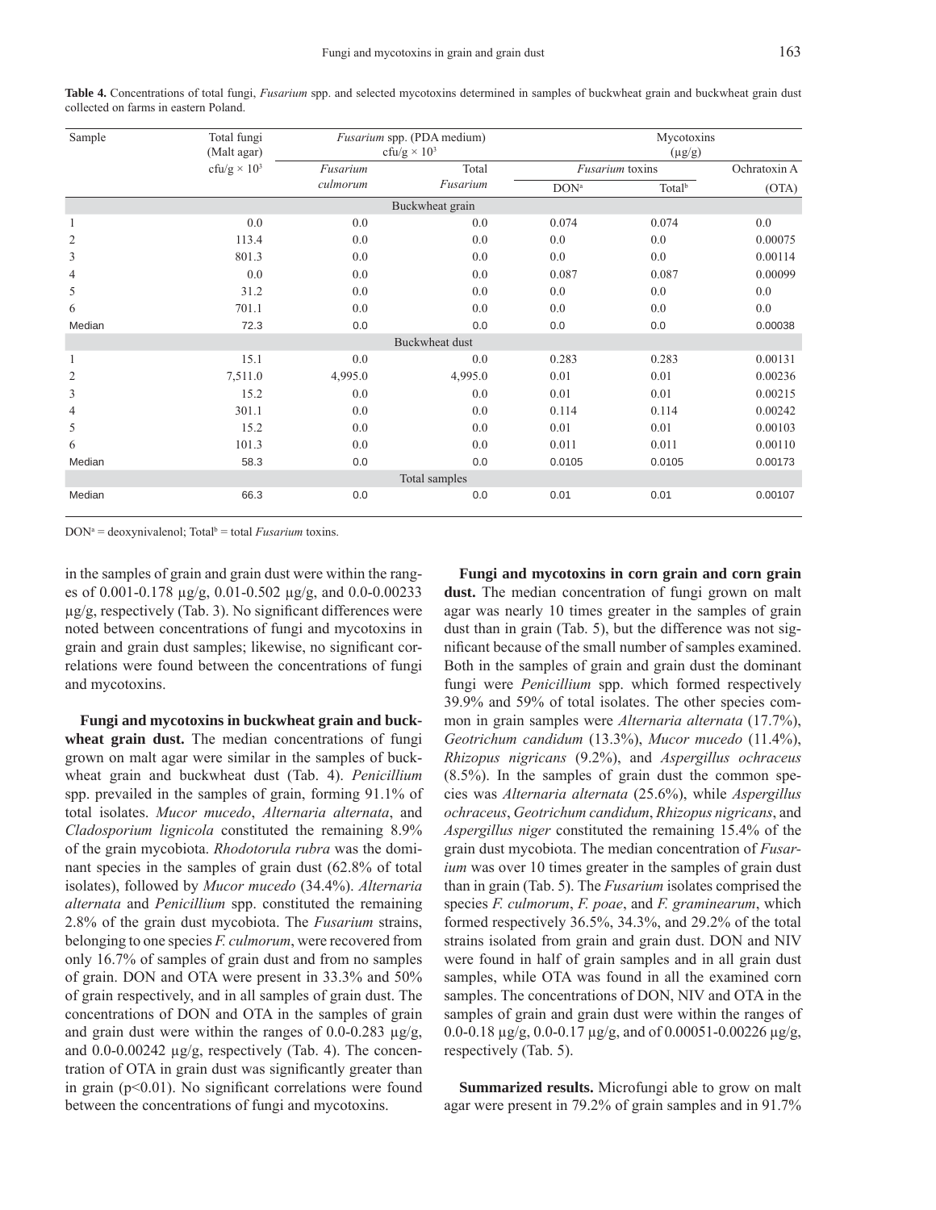**Table 4.** Concentrations of total fungi, *Fusarium* spp. and selected mycotoxins determined in samples of buckwheat grain and buckwheat grain dust collected on farms in eastern Poland.

| Sample | Total fungi (Malt agar) cfu/g × 10³ | *Fusarium* spp. (PDA medium) cfu/g × 10³ | | Mycotoxins (µg/g) | | |
|---|---|---|---|---|---|---|
| | | *Fusarium culmorum* | Total *Fusarium* | *Fusarium* toxins | | Ochratoxin A |
| | | | | DON[a] | Total[b] | (OTA) |
| **Buckwheat grain** | | | | | | |
| 1 | 0.0 | 0.0 | 0.0 | 0.074 | 0.074 | 0.0 |
| 2 | 113.4 | 0.0 | 0.0 | 0.0 | 0.0 | 0.00075 |
| 3 | 801.3 | 0.0 | 0.0 | 0.0 | 0.0 | 0.00114 |
| 4 | 0.0 | 0.0 | 0.0 | 0.087 | 0.087 | 0.00099 |
| 5 | 31.2 | 0.0 | 0.0 | 0.0 | 0.0 | 0.0 |
| 6 | 701.1 | 0.0 | 0.0 | 0.0 | 0.0 | 0.0 |
| Median | 72.3 | 0.0 | 0.0 | 0.0 | 0.0 | 0.00038 |
| **Buckwheat dust** | | | | | | |
| 1 | 15.1 | 0.0 | 0.0 | 0.283 | 0.283 | 0.00131 |
| 2 | 7,511.0 | 4,995.0 | 4,995.0 | 0.01 | 0.01 | 0.00236 |
| 3 | 15.2 | 0.0 | 0.0 | 0.01 | 0.01 | 0.00215 |
| 4 | 301.1 | 0.0 | 0.0 | 0.114 | 0.114 | 0.00242 |
| 5 | 15.2 | 0.0 | 0.0 | 0.01 | 0.01 | 0.00103 |
| 6 | 101.3 | 0.0 | 0.0 | 0.011 | 0.011 | 0.00110 |
| Median | 58.3 | 0.0 | 0.0 | 0.0105 | 0.0105 | 0.00173 |
| **Total samples** | | | | | | |
| Median | 66.3 | 0.0 | 0.0 | 0.01 | 0.01 | 0.00107 |

DON[a] = deoxynivalenol; Total[b] = total *Fusarium* toxins.

in the samples of grain and grain dust were within the ranges of 0.001-0.178 µg/g, 0.01-0.502 µg/g, and 0.0-0.00233 µg/g, respectively (Tab. 3). No significant differences were noted between concentrations of fungi and mycotoxins in grain and grain dust samples; likewise, no significant correlations were found between the concentrations of fungi and mycotoxins.

**Fungi and mycotoxins in buckwheat grain and buckwheat grain dust.** The median concentrations of fungi grown on malt agar were similar in the samples of buckwheat grain and buckwheat dust (Tab. 4). *Penicillium* spp. prevailed in the samples of grain, forming 91.1% of total isolates. *Mucor mucedo*, *Alternaria alternata*, and *Cladosporium lignicola* constituted the remaining 8.9% of the grain mycobiota. *Rhodotorula rubra* was the dominant species in the samples of grain dust (62.8% of total isolates), followed by *Mucor mucedo* (34.4%). *Alternaria alternata* and *Penicillium* spp. constituted the remaining 2.8% of the grain dust mycobiota. The *Fusarium* strains, belonging to one species *F. culmorum*, were recovered from only 16.7% of samples of grain dust and from no samples of grain. DON and OTA were present in 33.3% and 50% of grain respectively, and in all samples of grain dust. The concentrations of DON and OTA in the samples of grain and grain dust were within the ranges of 0.0-0.283 µg/g, and 0.0-0.00242 µg/g, respectively (Tab. 4). The concentration of OTA in grain dust was significantly greater than in grain ($p<0.01$). No significant correlations were found between the concentrations of fungi and mycotoxins.

**Fungi and mycotoxins in corn grain and corn grain dust.** The median concentration of fungi grown on malt agar was nearly 10 times greater in the samples of grain dust than in grain (Tab. 5), but the difference was not significant because of the small number of samples examined. Both in the samples of grain and grain dust the dominant fungi were *Penicillium* spp. which formed respectively 39.9% and 59% of total isolates. The other species common in grain samples were *Alternaria alternata* (17.7%), *Geotrichum candidum* (13.3%), *Mucor mucedo* (11.4%), *Rhizopus nigricans* (9.2%), and *Aspergillus ochraceus* (8.5%). In the samples of grain dust the common species was *Alternaria alternata* (25.6%), while *Aspergillus ochraceus*, *Geotrichum candidum*, *Rhizopus nigricans*, and *Aspergillus niger* constituted the remaining 15.4% of the grain dust mycobiota. The median concentration of *Fusarium* was over 10 times greater in the samples of grain dust than in grain (Tab. 5). The *Fusarium* isolates comprised the species *F. culmorum*, *F. poae*, and *F. graminearum*, which formed respectively 36.5%, 34.3%, and 29.2% of the total strains isolated from grain and grain dust. DON and NIV were found in half of grain samples and in all grain dust samples, while OTA was found in all the examined corn samples. The concentrations of DON, NIV and OTA in the samples of grain and grain dust were within the ranges of 0.0-0.18 µg/g, 0.0-0.17 µg/g, and of 0.00051-0.00226 µg/g, respectively (Tab. 5).

**Summarized results.** Microfungi able to grow on malt agar were present in 79.2% of grain samples and in 91.7%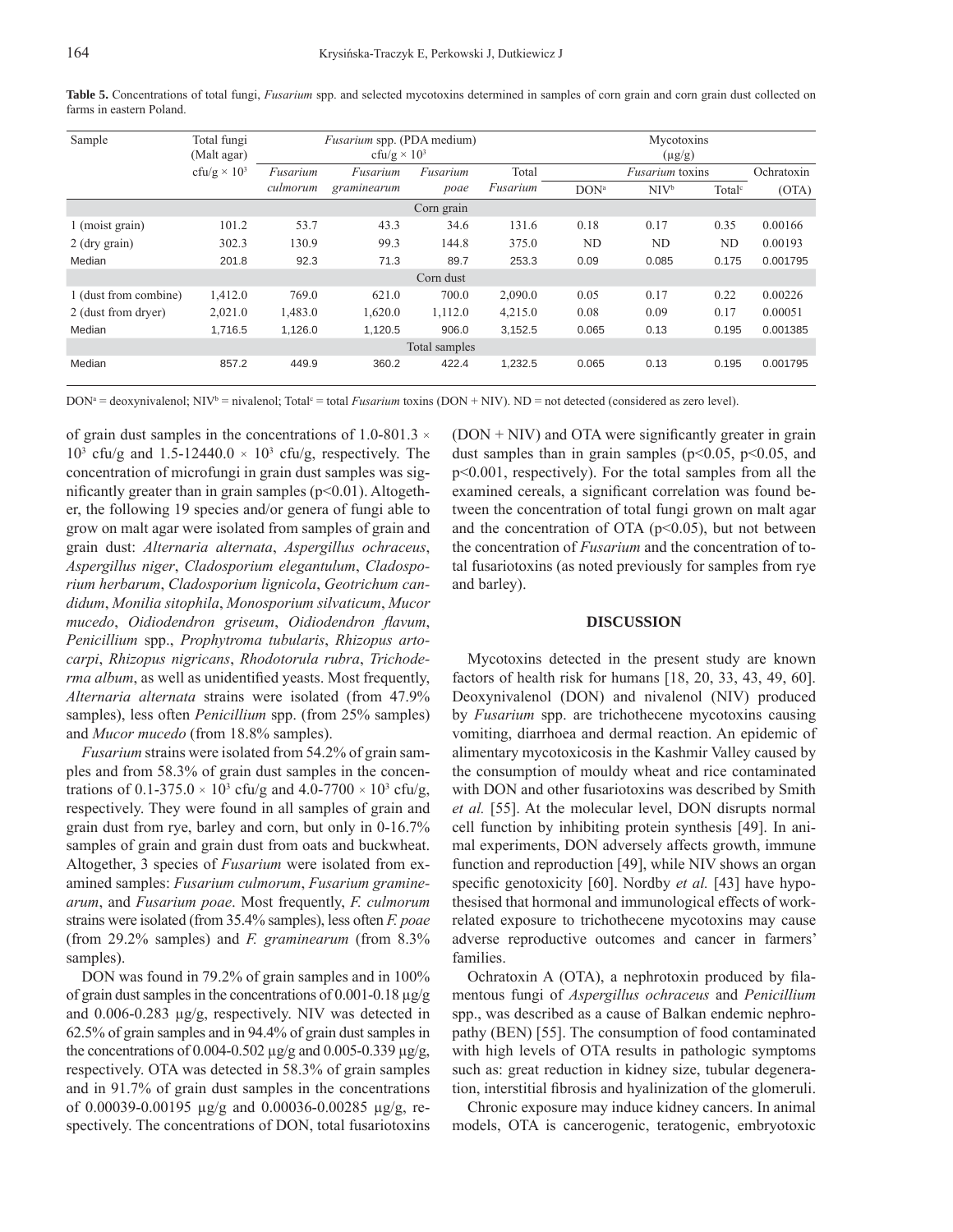**Table 5.** Concentrations of total fungi, *Fusarium* spp. and selected mycotoxins determined in samples of corn grain and corn grain dust collected on farms in eastern Poland.

| Sample | Total fungi (Malt agar) | *Fusarium* spp. (PDA medium) $cfu/g \times 10^3$ | | | | Mycotoxins (µg/g) | | | |
|---|---|---|---|---|---|---|---|---|---|
| | $cfu/g \times 10^3$ | *Fusarium culmorum* | *Fusarium graminearum* | *Fusarium poae* | Total *Fusarium* | *Fusarium* toxins | | | Ochratoxin |
| | | | | | | DON[a] | NIV[b] | Total[c] | (OTA) |
| **Corn grain** | | | | | | | | | |
| 1 (moist grain) | 101.2 | 53.7 | 43.3 | 34.6 | 131.6 | 0.18 | 0.17 | 0.35 | 0.00166 |
| 2 (dry grain) | 302.3 | 130.9 | 99.3 | 144.8 | 375.0 | ND | ND | ND | 0.00193 |
| Median | 201.8 | 92.3 | 71.3 | 89.7 | 253.3 | 0.09 | 0.085 | 0.175 | 0.001795 |
| **Corn dust** | | | | | | | | | |
| 1 (dust from combine) | 1,412.0 | 769.0 | 621.0 | 700.0 | 2,090.0 | 0.05 | 0.17 | 0.22 | 0.00226 |
| 2 (dust from dryer) | 2,021.0 | 1,483.0 | 1,620.0 | 1,112.0 | 4,215.0 | 0.08 | 0.09 | 0.17 | 0.00051 |
| Median | 1,716.5 | 1,126.0 | 1,120.5 | 906.0 | 3,152.5 | 0.065 | 0.13 | 0.195 | 0.001385 |
| **Total samples** | | | | | | | | | |
| Median | 857.2 | 449.9 | 360.2 | 422.4 | 1,232.5 | 0.065 | 0.13 | 0.195 | 0.001795 |

DON[a] = deoxynivalenol; NIV[b] = nivalenol; Total[c] = total *Fusarium* toxins (DON + NIV). ND = not detected (considered as zero level).

of grain dust samples in the concentrations of $1.0\text{-}801.3 \times 10^3$ cfu/g and $1.5\text{-}12440.0 \times 10^3$ cfu/g, respectively. The concentration of microfungi in grain dust samples was significantly greater than in grain samples ($p<0.01$). Altogether, the following 19 species and/or genera of fungi able to grow on malt agar were isolated from samples of grain and grain dust: *Alternaria alternata*, *Aspergillus ochraceus*, *Aspergillus niger*, *Cladosporium elegantulum*, *Cladosporium herbarum*, *Cladosporium lignicola*, *Geotrichum candidum*, *Monilia sitophila*, *Monosporium silvaticum*, *Mucor mucedo*, *Oidiodendron griseum*, *Oidiodendron flavum*, *Penicillium* spp., *Prophytroma tubularis*, *Rhizopus artocarpi*, *Rhizopus nigricans*, *Rhodotorula rubra*, *Trichoderma album*, as well as unidentified yeasts. Most frequently, *Alternaria alternata* strains were isolated (from 47.9% samples), less often *Penicillium* spp. (from 25% samples) and *Mucor mucedo* (from 18.8% samples).

*Fusarium* strains were isolated from 54.2% of grain samples and from 58.3% of grain dust samples in the concentrations of $0.1\text{-}375.0 \times 10^3$ cfu/g and $4.0\text{-}7700 \times 10^3$ cfu/g, respectively. They were found in all samples of grain and grain dust from rye, barley and corn, but only in 0-16.7% samples of grain and grain dust from oats and buckwheat. Altogether, 3 species of *Fusarium* were isolated from examined samples: *Fusarium culmorum*, *Fusarium graminearum*, and *Fusarium poae*. Most frequently, *F. culmorum* strains were isolated (from 35.4% samples), less often *F. poae* (from 29.2% samples) and *F. graminearum* (from 8.3% samples).

DON was found in 79.2% of grain samples and in 100% of grain dust samples in the concentrations of 0.001-0.18 µg/g and 0.006-0.283 µg/g, respectively. NIV was detected in 62.5% of grain samples and in 94.4% of grain dust samples in the concentrations of 0.004-0.502 µg/g and 0.005-0.339 µg/g, respectively. OTA was detected in 58.3% of grain samples and in 91.7% of grain dust samples in the concentrations of 0.00039-0.00195 µg/g and 0.00036-0.00285 µg/g, respectively. The concentrations of DON, total fusariotoxins (DON + NIV) and OTA were significantly greater in grain dust samples than in grain samples ($p<0.05$, $p<0.05$, and $p<0.001$, respectively). For the total samples from all the examined cereals, a significant correlation was found between the concentration of total fungi grown on malt agar and the concentration of OTA ($p<0.05$), but not between the concentration of *Fusarium* and the concentration of total fusariotoxins (as noted previously for samples from rye and barley).

## DISCUSSION

Mycotoxins detected in the present study are known factors of health risk for humans [18, 20, 33, 43, 49, 60]. Deoxynivalenol (DON) and nivalenol (NIV) produced by *Fusarium* spp. are trichothecene mycotoxins causing vomiting, diarrhoea and dermal reaction. An epidemic of alimentary mycotoxicosis in the Kashmir Valley caused by the consumption of mouldy wheat and rice contaminated with DON and other fusariotoxins was described by Smith *et al.* [55]. At the molecular level, DON disrupts normal cell function by inhibiting protein synthesis [49]. In animal experiments, DON adversely affects growth, immune function and reproduction [49], while NIV shows an organ specific genotoxicity [60]. Nordby *et al.* [43] have hypothesised that hormonal and immunological effects of work-related exposure to trichothecene mycotoxins may cause adverse reproductive outcomes and cancer in farmers' families.

Ochratoxin A (OTA), a nephrotoxin produced by filamentous fungi of *Aspergillus ochraceus* and *Penicillium* spp., was described as a cause of Balkan endemic nephropathy (BEN) [55]. The consumption of food contaminated with high levels of OTA results in pathologic symptoms such as: great reduction in kidney size, tubular degeneration, interstitial fibrosis and hyalinization of the glomeruli.

Chronic exposure may induce kidney cancers. In animal models, OTA is cancerogenic, teratogenic, embryotoxic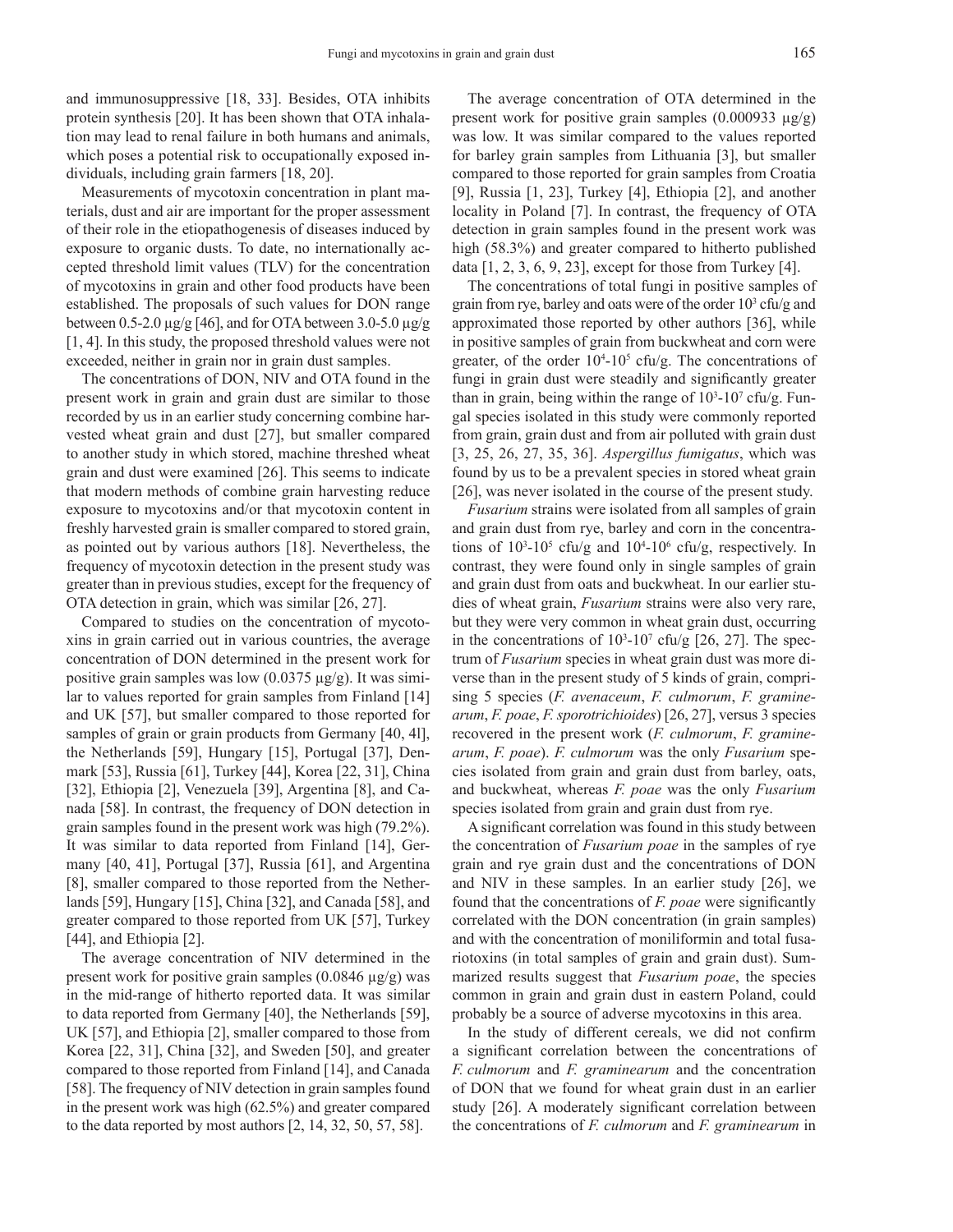and immunosuppressive [18, 33]. Besides, OTA inhibits protein synthesis [20]. It has been shown that OTA inhalation may lead to renal failure in both humans and animals, which poses a potential risk to occupationally exposed individuals, including grain farmers [18, 20].

Measurements of mycotoxin concentration in plant materials, dust and air are important for the proper assessment of their role in the etiopathogenesis of diseases induced by exposure to organic dusts. To date, no internationally accepted threshold limit values (TLV) for the concentration of mycotoxins in grain and other food products have been established. The proposals of such values for DON range between 0.5-2.0 μg/g [46], and for OTA between 3.0-5.0 μg/g [1, 4]. In this study, the proposed threshold values were not exceeded, neither in grain nor in grain dust samples.

The concentrations of DON, NIV and OTA found in the present work in grain and grain dust are similar to those recorded by us in an earlier study concerning combine harvested wheat grain and dust [27], but smaller compared to another study in which stored, machine threshed wheat grain and dust were examined [26]. This seems to indicate that modern methods of combine grain harvesting reduce exposure to mycotoxins and/or that mycotoxin content in freshly harvested grain is smaller compared to stored grain, as pointed out by various authors [18]. Nevertheless, the frequency of mycotoxin detection in the present study was greater than in previous studies, except for the frequency of OTA detection in grain, which was similar [26, 27].

Compared to studies on the concentration of mycotoxins in grain carried out in various countries, the average concentration of DON determined in the present work for positive grain samples was low (0.0375 μg/g). It was similar to values reported for grain samples from Finland [14] and UK [57], but smaller compared to those reported for samples of grain or grain products from Germany [40, 4l], the Netherlands [59], Hungary [15], Portugal [37], Denmark [53], Russia [61], Turkey [44], Korea [22, 31], China [32], Ethiopia [2], Venezuela [39], Argentina [8], and Canada [58]. In contrast, the frequency of DON detection in grain samples found in the present work was high (79.2%). It was similar to data reported from Finland [14], Germany [40, 41], Portugal [37], Russia [61], and Argentina [8], smaller compared to those reported from the Netherlands [59], Hungary [15], China [32], and Canada [58], and greater compared to those reported from UK [57], Turkey [44], and Ethiopia [2].

The average concentration of NIV determined in the present work for positive grain samples (0.0846 μg/g) was in the mid-range of hitherto reported data. It was similar to data reported from Germany [40], the Netherlands [59], UK [57], and Ethiopia [2], smaller compared to those from Korea [22, 31], China [32], and Sweden [50], and greater compared to those reported from Finland [14], and Canada [58]. The frequency of NIV detection in grain samples found in the present work was high (62.5%) and greater compared to the data reported by most authors [2, 14, 32, 50, 57, 58].

The average concentration of OTA determined in the present work for positive grain samples (0.000933 μg/g) was low. It was similar compared to the values reported for barley grain samples from Lithuania [3], but smaller compared to those reported for grain samples from Croatia [9], Russia [1, 23], Turkey [4], Ethiopia [2], and another locality in Poland [7]. In contrast, the frequency of OTA detection in grain samples found in the present work was high (58.3%) and greater compared to hitherto published data [1, 2, 3, 6, 9, 23], except for those from Turkey [4].

The concentrations of total fungi in positive samples of grain from rye, barley and oats were of the order $10^3$ cfu/g and approximated those reported by other authors [36], while in positive samples of grain from buckwheat and corn were greater, of the order $10^4$-$10^5$ cfu/g. The concentrations of fungi in grain dust were steadily and significantly greater than in grain, being within the range of $10^3$-$10^7$ cfu/g. Fungal species isolated in this study were commonly reported from grain, grain dust and from air polluted with grain dust [3, 25, 26, 27, 35, 36]. *Aspergillus fumigatus*, which was found by us to be a prevalent species in stored wheat grain [26], was never isolated in the course of the present study.

*Fusarium* strains were isolated from all samples of grain and grain dust from rye, barley and corn in the concentrations of $10^3$-$10^5$ cfu/g and $10^4$-$10^6$ cfu/g, respectively. In contrast, they were found only in single samples of grain and grain dust from oats and buckwheat. In our earlier studies of wheat grain, *Fusarium* strains were also very rare, but they were very common in wheat grain dust, occurring in the concentrations of $10^3$-$10^7$ cfu/g [26, 27]. The spectrum of *Fusarium* species in wheat grain dust was more diverse than in the present study of 5 kinds of grain, comprising 5 species (*F. avenaceum*, *F. culmorum*, *F. graminearum*, *F. poae*, *F. sporotrichioides*) [26, 27], versus 3 species recovered in the present work (*F. culmorum*, *F. graminearum*, *F. poae*). *F. culmorum* was the only *Fusarium* species isolated from grain and grain dust from barley, oats, and buckwheat, whereas *F. poae* was the only *Fusarium* species isolated from grain and grain dust from rye.

A significant correlation was found in this study between the concentration of *Fusarium poae* in the samples of rye grain and rye grain dust and the concentrations of DON and NIV in these samples. In an earlier study [26], we found that the concentrations of *F. poae* were significantly correlated with the DON concentration (in grain samples) and with the concentration of moniliformin and total fusariotoxins (in total samples of grain and grain dust). Summarized results suggest that *Fusarium poae*, the species common in grain and grain dust in eastern Poland, could probably be a source of adverse mycotoxins in this area.

In the study of different cereals, we did not confirm a significant correlation between the concentrations of *F. culmorum* and *F. graminearum* and the concentration of DON that we found for wheat grain dust in an earlier study [26]. A moderately significant correlation between the concentrations of *F. culmorum* and *F. graminearum* in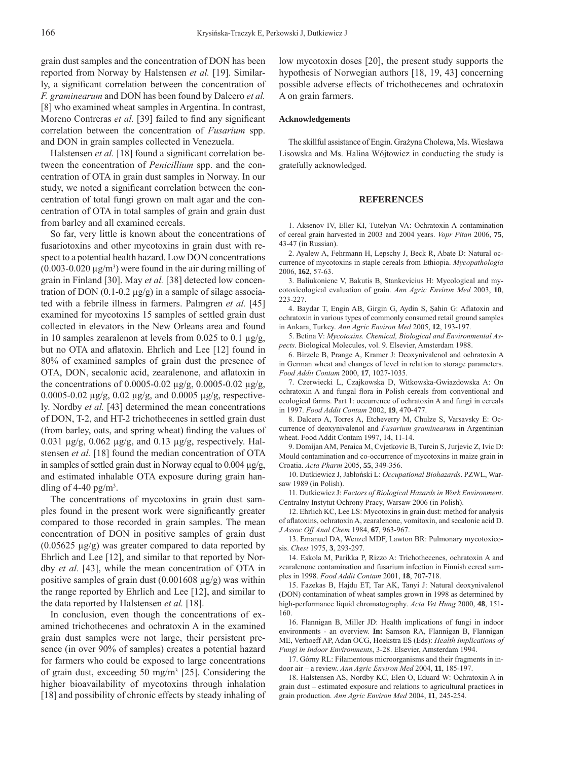grain dust samples and the concentration of DON has been reported from Norway by Halstensen *et al.* [19]. Similarly, a significant correlation between the concentration of *F. graminearum* and DON has been found by Dalcero *et al.* [8] who examined wheat samples in Argentina. In contrast, Moreno Contreras *et al.* [39] failed to find any significant correlation between the concentration of *Fusarium* spp. and DON in grain samples collected in Venezuela.

Halstensen *et al.* [18] found a significant correlation between the concentration of *Penicillium* spp. and the concentration of OTA in grain dust samples in Norway. In our study, we noted a significant correlation between the concentration of total fungi grown on malt agar and the concentration of OTA in total samples of grain and grain dust from barley and all examined cereals.

So far, very little is known about the concentrations of fusariotoxins and other mycotoxins in grain dust with respect to a potential health hazard. Low DON concentrations (0.003-0.020 µg/m³) were found in the air during milling of grain in Finland [30]. May *et al.* [38] detected low concentration of DON (0.1-0.2 µg/g) in a sample of silage associated with a febrile illness in farmers. Palmgren *et al.* [45] examined for mycotoxins 15 samples of settled grain dust collected in elevators in the New Orleans area and found in 10 samples zearalenon at levels from 0.025 to 0.1 µg/g, but no OTA and aflatoxin. Ehrlich and Lee [12] found in 80% of examined samples of grain dust the presence of OTA, DON, secalonic acid, zearalenone, and aflatoxin in the concentrations of 0.0005-0.02 µg/g, 0.0005-0.02 µg/g, 0.0005-0.02 µg/g, 0.02 µg/g, and 0.0005 µg/g, respectively. Nordby *et al.* [43] determined the mean concentrations of DON, T-2, and HT-2 trichothecenes in settled grain dust (from barley, oats, and spring wheat) finding the values of 0.031 µg/g, 0.062 µg/g, and 0.13 µg/g, respectively. Halstensen *et al.* [18] found the median concentration of OTA in samples of settled grain dust in Norway equal to 0.004 µg/g, and estimated inhalable OTA exposure during grain handling of 4-40 pg/m³.

The concentrations of mycotoxins in grain dust samples found in the present work were significantly greater compared to those recorded in grain samples. The mean concentration of DON in positive samples of grain dust (0.05625 µg/g) was greater compared to data reported by Ehrlich and Lee [12], and similar to that reported by Nordby *et al.* [43], while the mean concentration of OTA in positive samples of grain dust (0.001608 µg/g) was within the range reported by Ehrlich and Lee [12], and similar to the data reported by Halstensen *et al.* [18].

In conclusion, even though the concentrations of examined trichothecenes and ochratoxin A in the examined grain dust samples were not large, their persistent presence (in over 90% of samples) creates a potential hazard for farmers who could be exposed to large concentrations of grain dust, exceeding 50 mg/m³ [25]. Considering the higher bioavailability of mycotoxins through inhalation [18] and possibility of chronic effects by steady inhaling of low mycotoxin doses [20], the present study supports the hypothesis of Norwegian authors [18, 19, 43] concerning possible adverse effects of trichothecenes and ochratoxin A on grain farmers.

#### Acknowledgements

The skillful assistance of Engin. Grażyna Cholewa, Ms. Wiesława Lisowska and Ms. Halina Wójtowicz in conducting the study is gratefully acknowledged.

## REFERENCES

1. Aksenov IV, Eller KI, Tutelyan VA: Ochratoxin A contamination of cereal grain harvested in 2003 and 2004 years. *Vopr Pitan* 2006, **75**, 43-47 (in Russian).

2. Ayalew A, Fehrmann H, Lepschy J, Beck R, Abate D: Natural occurrence of mycotoxins in staple cereals from Ethiopia. *Mycopathologia* 2006, **162**, 57-63.

3. Baliukoniene V, Bakutis B, Stankevicius H: Mycological and mycotoxicological evaluation of grain. *Ann Agric Environ Med* 2003, **10**, 223-227.

4. Baydar T, Engin AB, Girgin G, Aydin S, Şahin G: Aflatoxin and ochratoxin in various types of commonly consumed retail ground samples in Ankara, Turkey. *Ann Agric Environ Med* 2005, **12**, 193-197.

5. Betina V: *Mycotoxins. Chemical, Biological and Environmental Aspects*. Biological Molecules, vol. 9. Elsevier, Amsterdam 1988.

6. Birzele B, Prange A, Kramer J: Deoxynivalenol and ochratoxin A in German wheat and changes of level in relation to storage parameters. *Food Addit Contam* 2000, **17**, 1027-1035.

7. Czerwiecki L, Czajkowska D, Witkowska-Gwiazdowska A: On ochratoxin A and fungal flora in Polish cereals from conventional and ecological farms. Part 1: occurrence of ochratoxin A and fungi in cereals in 1997. *Food Addit Contam* 2002, **19**, 470-477.

8. Dalcero A, Torres A, Etcheverry M, Chulze S, Varsavsky E: Occurrence of deoxynivalenol and *Fusarium graminearum* in Argentinian wheat. Food Addit Contam 1997, 14, 11-14.

9. Domijan AM, Peraica M, Cvjetkovic B, Turcin S, Jurjevic Z, Ivic D: Mould contamination and co-occurrence of mycotoxins in maize grain in Croatia. *Acta Pharm* 2005, **55**, 349-356.

10. Dutkiewicz J, Jabłoński L: *Occupational Biohazards*. PZWL, Warsaw 1989 (in Polish).

11. Dutkiewicz J: *Factors of Biological Hazards in Work Environment*. Centralny Instytut Ochrony Pracy, Warsaw 2006 (in Polish).

12. Ehrlich KC, Lee LS: Mycotoxins in grain dust: method for analysis of aflatoxins, ochratoxin A, zearalenone, vomitoxin, and secalonic acid D. *J Assoc Off Anal Chem* 1984, **67**, 963-967.

13. Emanuel DA, Wenzel MDF, Lawton BR: Pulmonary mycotoxicosis. *Chest* 1975, **3**, 293-297.

14. Eskola M, Parikka P, Rizzo A: Trichothecenes, ochratoxin A and zearalenone contamination and fusarium infection in Finnish cereal samples in 1998. *Food Addit Contam* 2001, **18**, 707-718.

15. Fazekas B, Hajdu ET, Tar AK, Tanyi J: Natural deoxynivalenol (DON) contamination of wheat samples grown in 1998 as determined by high-performance liquid chromatography. *Acta Vet Hung* 2000, **48**, 151-160.

16. Flannigan B, Miller JD: Health implications of fungi in indoor environments - an overview. **In:** Samson RA, Flannigan B, Flannigan ME, Verhoeff AP, Adan OCG, Hoekstra ES (Eds): *Health Implications of Fungi in Indoor Environments*, 3-28. Elsevier, Amsterdam 1994.

17. Górny RL: Filamentous microorganisms and their fragments in indoor air – a review. *Ann Agric Environ Med* 2004, **11**, 185-197.

18. Halstensen AS, Nordby KC, Elen O, Eduard W: Ochratoxin A in grain dust – estimated exposure and relations to agricultural practices in grain production. *Ann Agric Environ Med* 2004, **11**, 245-254.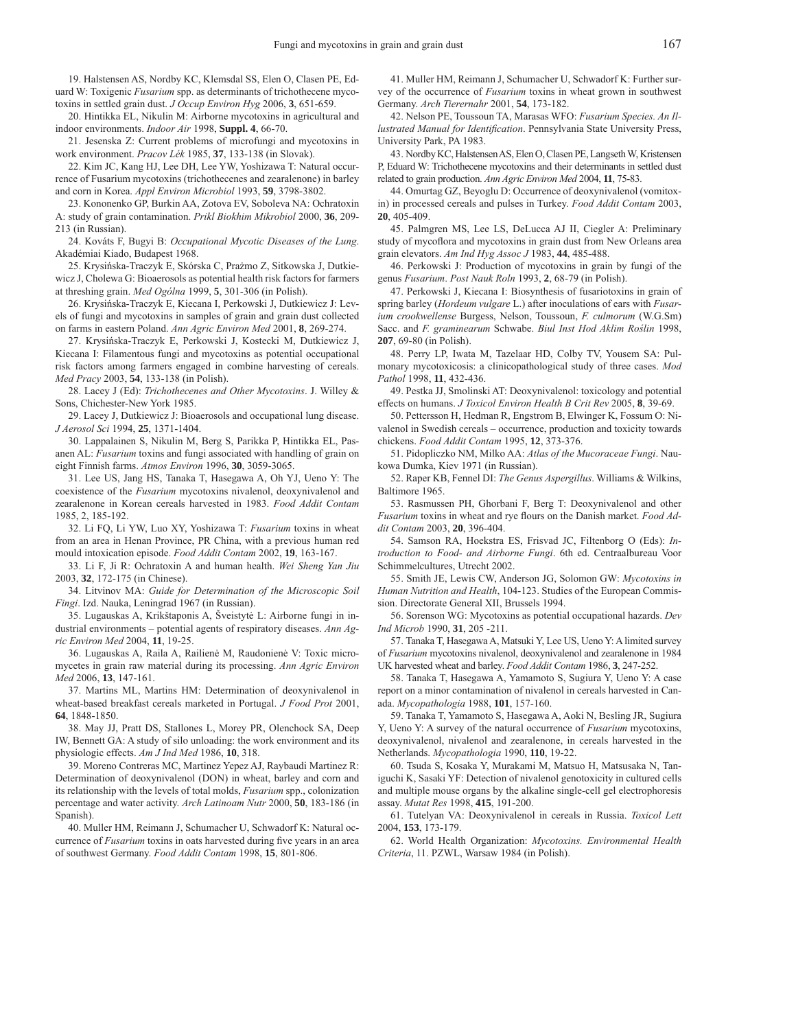19. Halstensen AS, Nordby KC, Klemsdal SS, Elen O, Clasen PE, Eduard W: Toxigenic *Fusarium* spp. as determinants of trichothecene mycotoxins in settled grain dust. *J Occup Environ Hyg* 2006, **3**, 651-659.

20. Hintikka EL, Nikulin M: Airborne mycotoxins in agricultural and indoor environments. *Indoor Air* 1998, **Suppl. 4**, 66-70.

21. Jesenska Z: Current problems of microfungi and mycotoxins in work environment. *Pracov Lék* 1985, **37**, 133-138 (in Slovak).

22. Kim JC, Kang HJ, Lee DH, Lee YW, Yoshizawa T: Natural occurrence of Fusarium mycotoxins (trichothecenes and zearalenone) in barley and corn in Korea. *Appl Environ Microbiol* 1993, **59**, 3798-3802.

23. Kononenko GP, Burkin AA, Zotova EV, Soboleva NA: Ochratoxin A: study of grain contamination. *Prikl Biokhim Mikrobiol* 2000, **36**, 209-213 (in Russian).

24. Kováts F, Bugyi B: *Occupational Mycotic Diseases of the Lung*. Akadémiai Kiado, Budapest 1968.

25. Krysińska-Traczyk E, Skórska C, Prażmo Z, Sitkowska J, Dutkiewicz J, Cholewa G: Bioaerosols as potential health risk factors for farmers at threshing grain. *Med Ogólna* 1999, **5**, 301-306 (in Polish).

26. Krysińska-Traczyk E, Kiecana I, Perkowski J, Dutkiewicz J: Levels of fungi and mycotoxins in samples of grain and grain dust collected on farms in eastern Poland. *Ann Agric Environ Med* 2001, **8**, 269-274.

27. Krysińska-Traczyk E, Perkowski J, Kostecki M, Dutkiewicz J, Kiecana I: Filamentous fungi and mycotoxins as potential occupational risk factors among farmers engaged in combine harvesting of cereals. *Med Pracy* 2003, **54**, 133-138 (in Polish).

28. Lacey J (Ed): *Trichothecenes and Other Mycotoxins*. J. Willey & Sons, Chichester-New York 1985.

29. Lacey J, Dutkiewicz J: Bioaerosols and occupational lung disease. *J Aerosol Sci* 1994, **25**, 1371-1404.

30. Lappalainen S, Nikulin M, Berg S, Parikka P, Hintikka EL, Pasanen AL: *Fusarium* toxins and fungi associated with handling of grain on eight Finnish farms. *Atmos Environ* 1996, **30**, 3059-3065.

31. Lee US, Jang HS, Tanaka T, Hasegawa A, Oh YJ, Ueno Y: The coexistence of the *Fusarium* mycotoxins nivalenol, deoxynivalenol and zearalenone in Korean cereals harvested in 1983. *Food Addit Contam* 1985, 2, 185-192.

32. Li FQ, Li YW, Luo XY, Yoshizawa T: *Fusarium* toxins in wheat from an area in Henan Province, PR China, with a previous human red mould intoxication episode. *Food Addit Contam* 2002, **19**, 163-167.

33. Li F, Ji R: Ochratoxin A and human health. *Wei Sheng Yan Jiu* 2003, **32**, 172-175 (in Chinese).

34. Litvinov MA: *Guide for Determination of the Microscopic Soil Fungi*. Izd. Nauka, Leningrad 1967 (in Russian).

35. Lugauskas A, Krikštaponis A, Šveistytė L: Airborne fungi in industrial environments – potential agents of respiratory diseases. *Ann Agric Environ Med* 2004, **11**, 19-25.

36. Lugauskas A, Raila A, Railienė M, Raudonienė V: Toxic micromycetes in grain raw material during its processing. *Ann Agric Environ Med* 2006, **13**, 147-161.

37. Martins ML, Martins HM: Determination of deoxynivalenol in wheat-based breakfast cereals marketed in Portugal. *J Food Prot* 2001, **64**, 1848-1850.

38. May JJ, Pratt DS, Stallones L, Morey PR, Olenchock SA, Deep IW, Bennett GA: A study of silo unloading: the work environment and its physiologic effects. *Am J Ind Med* 1986, **10**, 318.

39. Moreno Contreras MC, Martinez Yepez AJ, Raybaudi Martinez R: Determination of deoxynivalenol (DON) in wheat, barley and corn and its relationship with the levels of total molds, *Fusarium* spp., colonization percentage and water activity. *Arch Latinoam Nutr* 2000, **50**, 183-186 (in Spanish).

40. Muller HM, Reimann J, Schumacher U, Schwadorf K: Natural occurrence of *Fusarium* toxins in oats harvested during five years in an area of southwest Germany. *Food Addit Contam* 1998, **15**, 801-806.

41. Muller HM, Reimann J, Schumacher U, Schwadorf K: Further survey of the occurrence of *Fusarium* toxins in wheat grown in southwest Germany. *Arch Tierernahr* 2001, **54**, 173-182.

42. Nelson PE, Toussoun TA, Marasas WFO: *Fusarium Species. An Illustrated Manual for Identification*. Pennsylvania State University Press, University Park, PA 1983.

43. Nordby KC, Halstensen AS, Elen O, Clasen PE, Langseth W, Kristensen P, Eduard W: Trichothecene mycotoxins and their determinants in settled dust related to grain production. *Ann Agric Environ Med* 2004, **11**, 75-83.

44. Omurtag GZ, Beyoglu D: Occurrence of deoxynivalenol (vomitoxin) in processed cereals and pulses in Turkey. *Food Addit Contam* 2003, **20**, 405-409.

45. Palmgren MS, Lee LS, DeLucca AJ II, Ciegler A: Preliminary study of mycoflora and mycotoxins in grain dust from New Orleans area grain elevators. *Am Ind Hyg Assoc J* 1983, **44**, 485-488.

46. Perkowski J: Production of mycotoxins in grain by fungi of the genus *Fusarium*. *Post Nauk Roln* 1993, **2**, 68-79 (in Polish).

47. Perkowski J, Kiecana I: Biosynthesis of fusariotoxins in grain of spring barley (*Hordeum vulgare* L.) after inoculations of ears with *Fusarium crookwellense* Burgess, Nelson, Toussoun, *F. culmorum* (W.G.Sm) Sacc. and *F. graminearum* Schwabe. *Biul Inst Hod Aklim Roślin* 1998, **207**, 69-80 (in Polish).

48. Perry LP, Iwata M, Tazelaar HD, Colby TV, Yousem SA: Pulmonary mycotoxicosis: a clinicopathological study of three cases. *Mod Pathol* 1998, **11**, 432-436.

49. Pestka JJ, Smolinski AT: Deoxynivalenol: toxicology and potential effects on humans. *J Toxicol Environ Health B Crit Rev* 2005, **8**, 39-69.

50. Pettersson H, Hedman R, Engstrom B, Elwinger K, Fossum O: Nivalenol in Swedish cereals – occurrence, production and toxicity towards chickens. *Food Addit Contam* 1995, **12**, 373-376.

51. Pidopliczko NM, Milko AA: *Atlas of the Mucoraceae Fungi*. Naukowa Dumka, Kiev 1971 (in Russian).

52. Raper KB, Fennel DI: *The Genus Aspergillus*. Williams & Wilkins, Baltimore 1965.

53. Rasmussen PH, Ghorbani F, Berg T: Deoxynivalenol and other *Fusarium* toxins in wheat and rye flours on the Danish market. *Food Addit Contam* 2003, **20**, 396-404.

54. Samson RA, Hoekstra ES, Frisvad JC, Filtenborg O (Eds): *Introduction to Food- and Airborne Fungi*. 6th ed. Centraalbureau Voor Schimmelcultures, Utrecht 2002.

55. Smith JE, Lewis CW, Anderson JG, Solomon GW: *Mycotoxins in Human Nutrition and Health*, 104-123. Studies of the European Commission. Directorate General XII, Brussels 1994.

56. Sorenson WG: Mycotoxins as potential occupational hazards. *Dev Ind Microb* 1990, **31**, 205 -211.

57. Tanaka T, Hasegawa A, Matsuki Y, Lee US, Ueno Y: A limited survey of *Fusarium* mycotoxins nivalenol, deoxynivalenol and zearalenone in 1984 UK harvested wheat and barley. *Food Addit Contam* 1986, **3**, 247-252.

58. Tanaka T, Hasegawa A, Yamamoto S, Sugiura Y, Ueno Y: A case report on a minor contamination of nivalenol in cereals harvested in Canada. *Mycopathologia* 1988, **101**, 157-160.

59. Tanaka T, Yamamoto S, Hasegawa A, Aoki N, Besling JR, Sugiura Y, Ueno Y: A survey of the natural occurrence of *Fusarium* mycotoxins, deoxynivalenol, nivalenol and zearalenone, in cereals harvested in the Netherlands. *Mycopathologia* 1990, **110**, 19-22.

60. Tsuda S, Kosaka Y, Murakami M, Matsuo H, Matsusaka N, Taniguchi K, Sasaki YF: Detection of nivalenol genotoxicity in cultured cells and multiple mouse organs by the alkaline single-cell gel electrophoresis assay. *Mutat Res* 1998, **415**, 191-200.

61. Tutelyan VA: Deoxynivalenol in cereals in Russia. *Toxicol Lett* 2004, **153**, 173-179.

62. World Health Organization: *Mycotoxins. Environmental Health Criteria*, 11. PZWL, Warsaw 1984 (in Polish).